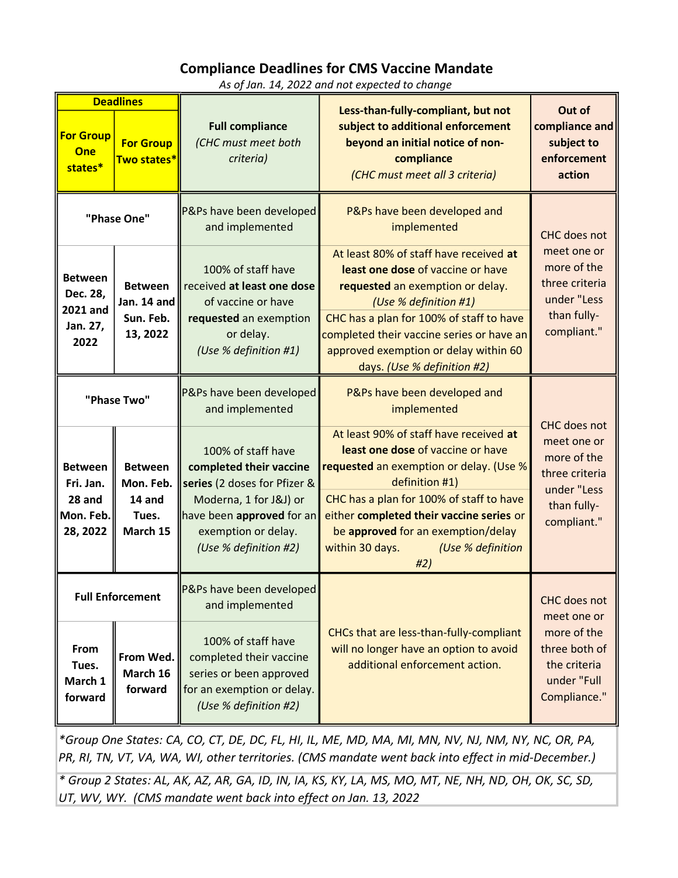# Compliance Deadlines for CMS Vaccine Mandate

*As of Jan. 14, 2022 and not expected to change*

| Deadlines | | Full compliance *(CHC must meet both criteria)* | Less-than-fully-compliant, but not subject to additional enforcement beyond an initial notice of non-compliance *(CHC must meet all 3 criteria)* | Out of compliance and subject to enforcement action |
|---|---|---|---|---|
| **For Group One states*** | **For Group Two states*** | | | |
| **"Phase One"** | | P&Ps have been developed and implemented | P&Ps have been developed and implemented | CHC does not meet one or more of the three criteria under "Less than fully-compliant." |
| **Between Dec. 28, 2021 and Jan. 27, 2022** | **Between Jan. 14 and Sun. Feb. 13, 2022** | 100% of staff have received **at least one dose** of vaccine or have **requested** an exemption or delay. *(Use % definition #1)* | At least 80% of staff have received **at least one dose** of vaccine or have **requested** an exemption or delay. *(Use % definition #1)*<br>CHC has a plan for 100% of staff to have completed their vaccine series or have an approved exemption or delay within 60 days. *(Use % definition #2)* | |
| **"Phase Two"** | | P&Ps have been developed and implemented | P&Ps have been developed and implemented | CHC does not meet one or more of the three criteria under "Less than fully-compliant." |
| **Between Fri. Jan. 28 and Mon. Feb. 28, 2022** | **Between Mon. Feb. 14 and Tues. March 15** | 100% of staff have **completed their vaccine series** (2 doses for Pfizer & Moderna, 1 for J&J) or have been **approved** for an exemption or delay. *(Use % definition #2)* | At least 90% of staff have received **at least one dose** of vaccine or have **requested** an exemption or delay. (Use % definition #1)<br>CHC has a plan for 100% of staff to have either **completed their vaccine series** or be **approved** for an exemption/delay within 30 days. *(Use % definition #2)* | |
| **Full Enforcement** | | P&Ps have been developed and implemented | CHCs that are less-than-fully-compliant will no longer have an option to avoid additional enforcement action. | CHC does not meet one or more of the three both of the criteria under "Full Compliance." |
| **From Tues. March 1 forward** | **From Wed. March 16 forward** | 100% of staff have completed their vaccine series or been approved for an exemption or delay. *(Use % definition #2)* | | |

*\*Group One States: CA, CO, CT, DE, DC, FL, HI, IL, ME, MD, MA, MI, MN, NV, NJ, NM, NY, NC, OR, PA, PR, RI, TN, VT, VA, WA, WI, other territories. (CMS mandate went back into effect in mid-December.)*

*\* Group 2 States: AL, AK, AZ, AR, GA, ID, IN, IA, KS, KY, LA, MS, MO, MT, NE, NH, ND, OH, OK, SC, SD, UT, WV, WY. (CMS mandate went back into effect on Jan. 13, 2022*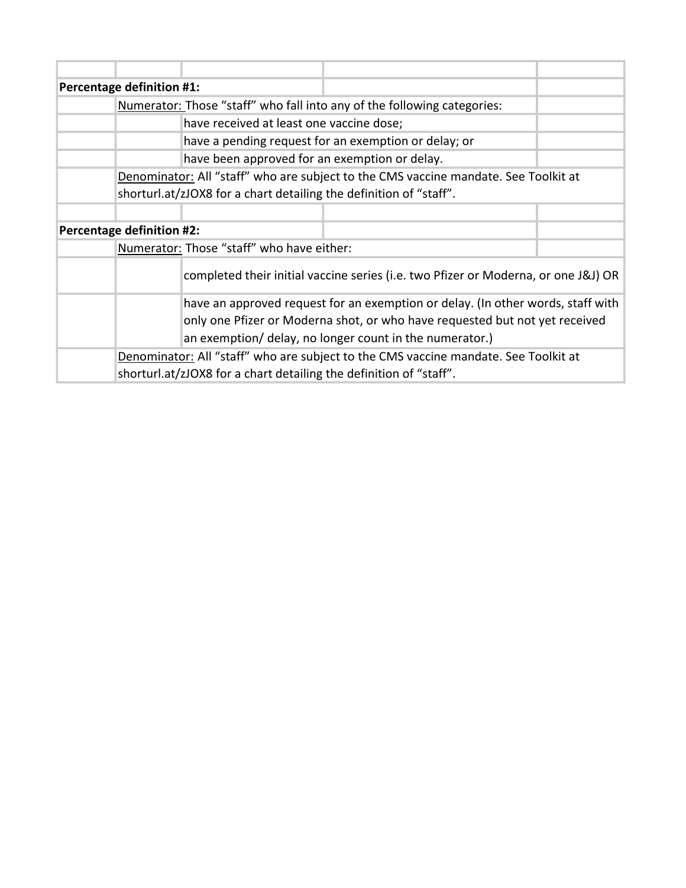| | | | | |
|---|---|---|---|---|
| | | | | |
| **Percentage definition #1:** | | | | |
| | Numerator: Those "staff" who fall into any of the following categories: | | | |
| | | have received at least one vaccine dose; | | |
| | | have a pending request for an exemption or delay; or | | |
| | | have been approved for an exemption or delay. | | |
| | Denominator: All "staff" who are subject to the CMS vaccine mandate. See Toolkit at shorturl.at/zJOX8 for a chart detailing the definition of "staff". | | | |
| | | | | |
| **Percentage definition #2:** | | | | |
| | Numerator: Those "staff" who have either: | | | |
| | | completed their initial vaccine series (i.e. two Pfizer or Moderna, or one J&J) OR | | |
| | | have an approved request for an exemption or delay. (In other words, staff with only one Pfizer or Moderna shot, or who have requested but not yet received an exemption/ delay, no longer count in the numerator.) | | |
| | Denominator: All "staff" who are subject to the CMS vaccine mandate. See Toolkit at shorturl.at/zJOX8 for a chart detailing the definition of "staff". | | | |